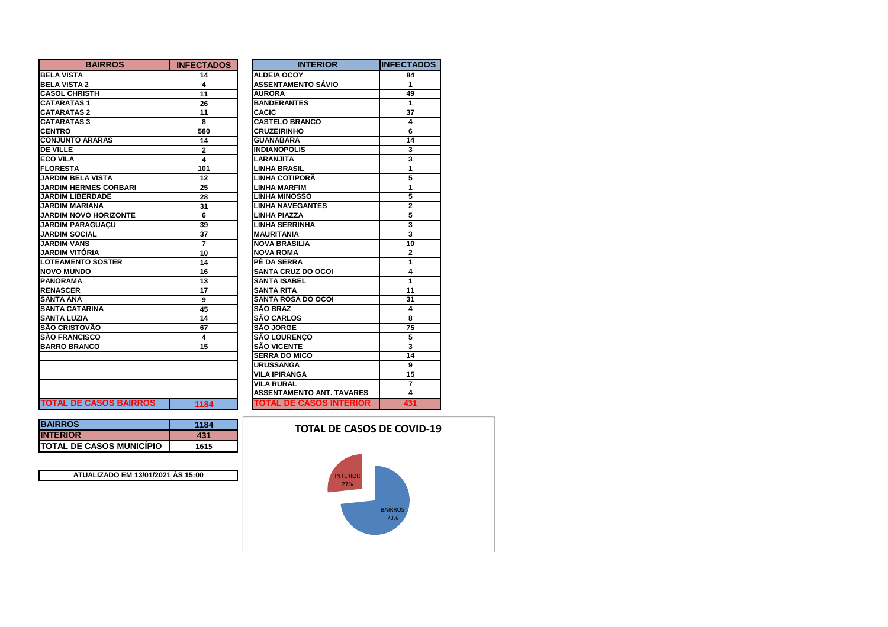| BAIRROS | INFECTADOS |
|---|---|
| BELA VISTA | 14 |
| BELA VISTA 2 | 4 |
| CASOL CHRISTH | 11 |
| CATARATAS 1 | 26 |
| CATARATAS 2 | 11 |
| CATARATAS 3 | 8 |
| CENTRO | 580 |
| CONJUNTO ARARAS | 14 |
| DE VILLE | 2 |
| ECO VILA | 4 |
| FLORESTA | 101 |
| JARDIM BELA VISTA | 12 |
| JARDIM HERMES CORBARI | 25 |
| JARDIM LIBERDADE | 28 |
| JARDIM MARIANA | 31 |
| JARDIM NOVO HORIZONTE | 6 |
| JARDIM PARAGUAÇU | 39 |
| JARDIM SOCIAL | 37 |
| JARDIM VANS | 7 |
| JARDIM VITÓRIA | 10 |
| LOTEAMENTO SOSTER | 14 |
| NOVO MUNDO | 16 |
| PANORAMA | 13 |
| RENASCER | 17 |
| SANTA ANA | 9 |
| SANTA CATARINA | 45 |
| SANTA LUZIA | 14 |
| SÃO CRISTOVÃO | 67 |
| SÃO FRANCISCO | 4 |
| BARRO BRANCO | 15 |
| TOTAL DE CASOS BAIRROS | 1184 |

| INTERIOR | INFECTADOS |
|---|---|
| ALDEIA OCOY | 84 |
| ASSENTAMENTO SÁVIO | 1 |
| AURORA | 49 |
| BANDERANTES | 1 |
| CACIC | 37 |
| CASTELO BRANCO | 4 |
| CRUZEIRINHO | 6 |
| GUANABARA | 14 |
| INDIANOPOLIS | 3 |
| LARANJITA | 3 |
| LINHA BRASIL | 1 |
| LINHA COTIPORÃ | 5 |
| LINHA MARFIM | 1 |
| LINHA MINOSSO | 5 |
| LINHA NAVEGANTES | 2 |
| LINHA PIAZZA | 5 |
| LINHA SERRINHA | 3 |
| MAURITANIA | 3 |
| NOVA BRASILIA | 10 |
| NOVA ROMA | 2 |
| PÉ DA SERRA | 1 |
| SANTA CRUZ DO OCOI | 4 |
| SANTA ISABEL | 1 |
| SANTA RITA | 11 |
| SANTA ROSA DO OCOI | 31 |
| SÃO BRAZ | 4 |
| SÃO CARLOS | 8 |
| SÃO JORGE | 75 |
| SÃO LOURENÇO | 5 |
| SÃO VICENTE | 3 |
| SERRA DO MICO | 14 |
| URUSSANGA | 9 |
| VILA IPIRANGA | 15 |
| VILA RURAL | 7 |
| ASSENTAMENTO ANT. TAVARES | 4 |
| TOTAL DE CASOS INTERIOR | 431 |

| | |
|---|---|
| BAIRROS | 1184 |
| INTERIOR | 431 |
| TOTAL DE CASOS MUNICÍPIO | 1615 |

ATUALIZADO EM 13/01/2021 ÀS 15:00

**TOTAL DE CASOS DE COVID-19**

INTERIOR 27%

BAIRROS 73%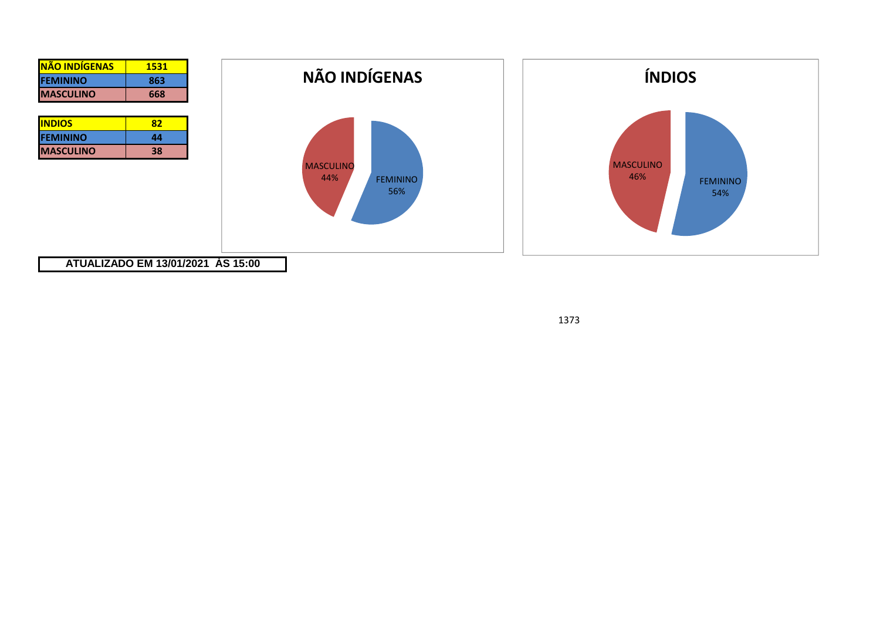| NÃO INDÍGENAS | 1531 |
| --- | --- |
| FEMININO | 863 |
| MASCULINO | 668 |

| INDIOS | 82 |
| --- | --- |
| FEMININO | 44 |
| MASCULINO | 38 |

## NÃO INDÍGENAS

MASCULINO 44%

FEMININO 56%

## ÍNDIOS

MASCULINO 46%

FEMININO 54%

**ATUALIZADO EM 13/01/2021 ÀS 15:00**

1373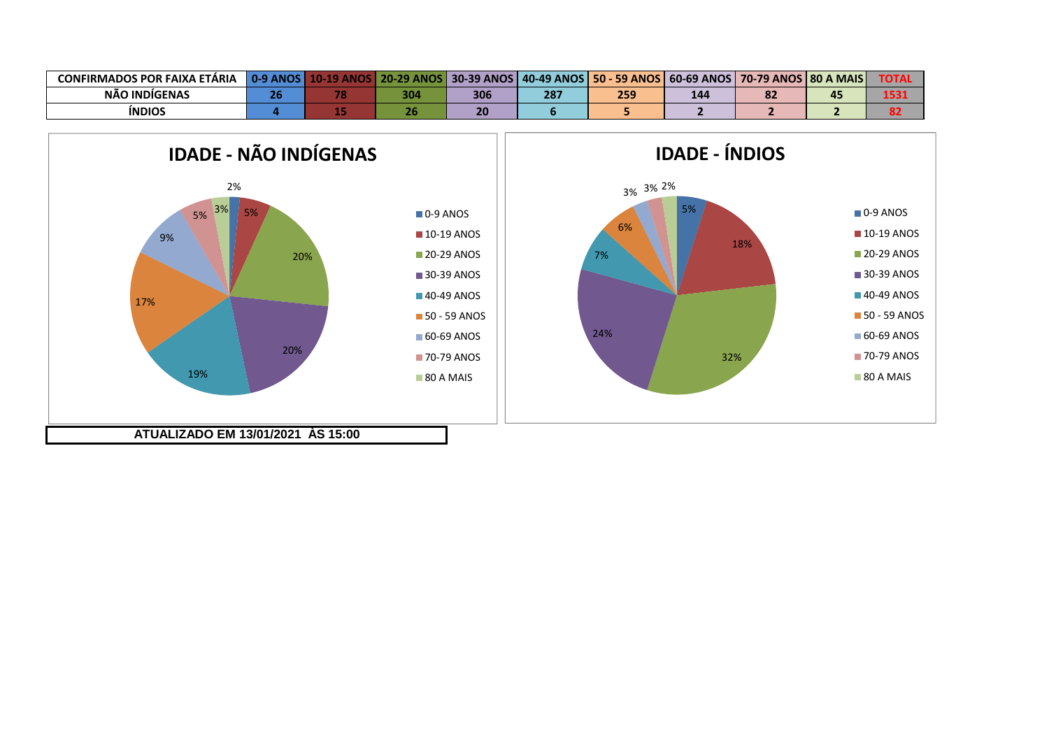| CONFIRMADOS POR FAIXA ETÁRIA | 0-9 ANOS | 10-19 ANOS | 20-29 ANOS | 30-39 ANOS | 40-49 ANOS | 50 - 59 ANOS | 60-69 ANOS | 70-79 ANOS | 80 A MAIS | TOTAL |
|---|---|---|---|---|---|---|---|---|---|---|
| NÃO INDÍGENAS | 26 | 78 | 304 | 306 | 287 | 259 | 144 | 82 | 45 | 1531 |
| ÍNDIOS | 4 | 15 | 26 | 20 | 6 | 5 | 2 | 2 | 2 | 82 |

## IDADE - NÃO INDÍGENAS

| Faixa etária | % |
|---|---|
| 0-9 ANOS | 2% |
| 10-19 ANOS | 5% |
| 20-29 ANOS | 20% |
| 30-39 ANOS | 20% |
| 40-49 ANOS | 19% |
| 50 - 59 ANOS | 17% |
| 60-69 ANOS | 9% |
| 70-79 ANOS | 5% |
| 80 A MAIS | 3% |

## IDADE - ÍNDIOS

| Faixa etária | % |
|---|---|
| 0-9 ANOS | 5% |
| 10-19 ANOS | 18% |
| 20-29 ANOS | 32% |
| 30-39 ANOS | 24% |
| 40-49 ANOS | 7% |
| 50 - 59 ANOS | 6% |
| 60-69 ANOS | 3% |
| 70-79 ANOS | 3% |
| 80 A MAIS | 2% |

**ATUALIZADO EM 13/01/2021 ÀS 15:00**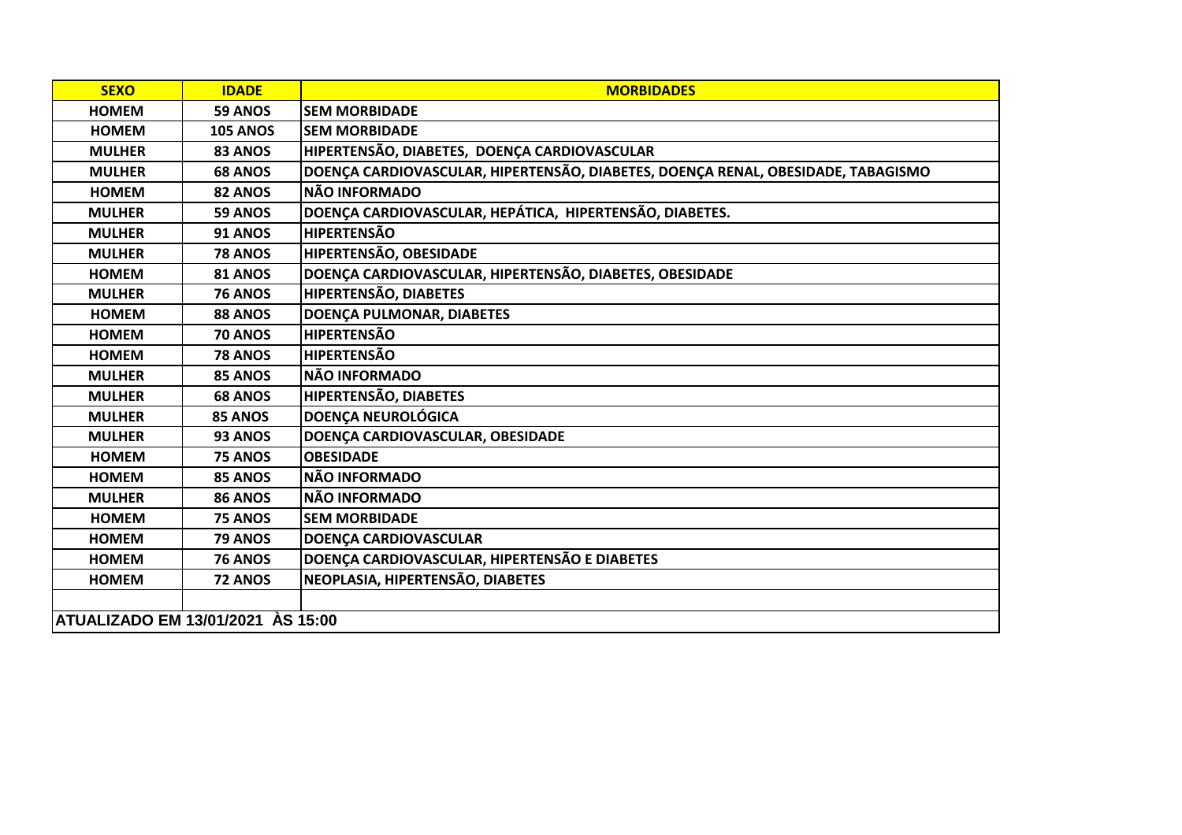| SEXO | IDADE | MORBIDADES |
|---|---|---|
| HOMEM | 59 ANOS | SEM MORBIDADE |
| HOMEM | 105 ANOS | SEM MORBIDADE |
| MULHER | 83 ANOS | HIPERTENSÃO, DIABETES,  DOENÇA CARDIOVASCULAR |
| MULHER | 68 ANOS | DOENÇA CARDIOVASCULAR, HIPERTENSÃO, DIABETES, DOENÇA RENAL, OBESIDADE, TABAGISMO |
| HOMEM | 82 ANOS | NÃO INFORMADO |
| MULHER | 59 ANOS | DOENÇA CARDIOVASCULAR, HEPÁTICA,  HIPERTENSÃO, DIABETES. |
| MULHER | 91 ANOS | HIPERTENSÃO |
| MULHER | 78 ANOS | HIPERTENSÃO, OBESIDADE |
| HOMEM | 81 ANOS | DOENÇA CARDIOVASCULAR, HIPERTENSÃO, DIABETES, OBESIDADE |
| MULHER | 76 ANOS | HIPERTENSÃO, DIABETES |
| HOMEM | 88 ANOS | DOENÇA PULMONAR, DIABETES |
| HOMEM | 70 ANOS | HIPERTENSÃO |
| HOMEM | 78 ANOS | HIPERTENSÃO |
| MULHER | 85 ANOS | NÃO INFORMADO |
| MULHER | 68 ANOS | HIPERTENSÃO, DIABETES |
| MULHER | 85 ANOS | DOENÇA NEUROLÓGICA |
| MULHER | 93 ANOS | DOENÇA CARDIOVASCULAR, OBESIDADE |
| HOMEM | 75 ANOS | OBESIDADE |
| HOMEM | 85 ANOS | NÃO INFORMADO |
| MULHER | 86 ANOS | NÃO INFORMADO |
| HOMEM | 75 ANOS | SEM MORBIDADE |
| HOMEM | 79 ANOS | DOENÇA CARDIOVASCULAR |
| HOMEM | 76 ANOS | DOENÇA CARDIOVASCULAR, HIPERTENSÃO E DIABETES |
| HOMEM | 72 ANOS | NEOPLASIA, HIPERTENSÃO, DIABETES |
| | | |

ATUALIZADO EM 13/01/2021 ÀS 15:00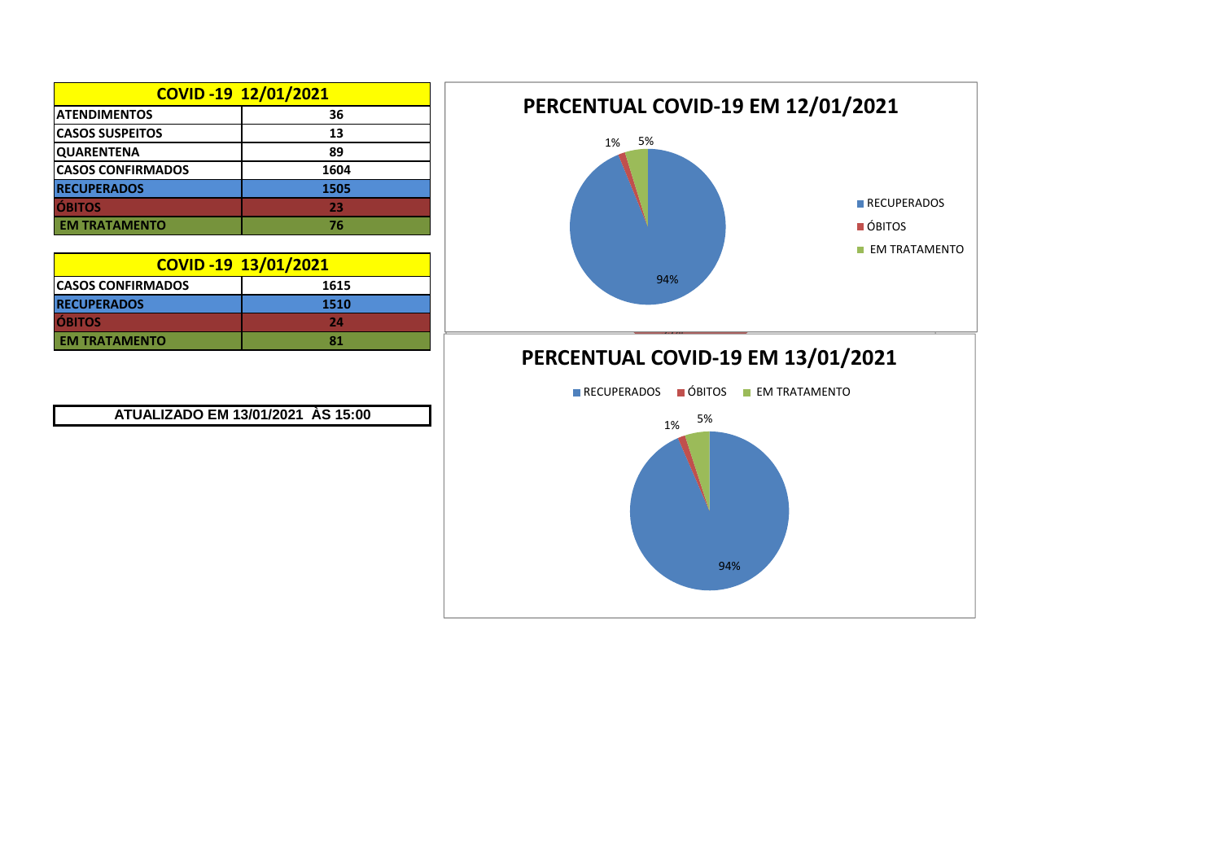| COVID -19 12/01/2021 | |
|---|---|
| ATENDIMENTOS | 36 |
| CASOS SUSPEITOS | 13 |
| QUARENTENA | 89 |
| CASOS CONFIRMADOS | 1604 |
| RECUPERADOS | 1505 |
| ÓBITOS | 23 |
| EM TRATAMENTO | 76 |

| COVID -19 13/01/2021 | |
|---|---|
| CASOS CONFIRMADOS | 1615 |
| RECUPERADOS | 1510 |
| ÓBITOS | 24 |
| EM TRATAMENTO | 81 |

**ATUALIZADO EM 13/01/2021 ÀS 15:00**

**PERCENTUAL COVID-19 EM 12/01/2021**

1%
5%
94%

RECUPERADOS
ÓBITOS
EM TRATAMENTO

**PERCENTUAL COVID-19 EM 13/01/2021**

RECUPERADOS
ÓBITOS
EM TRATAMENTO

1%
5%
94%